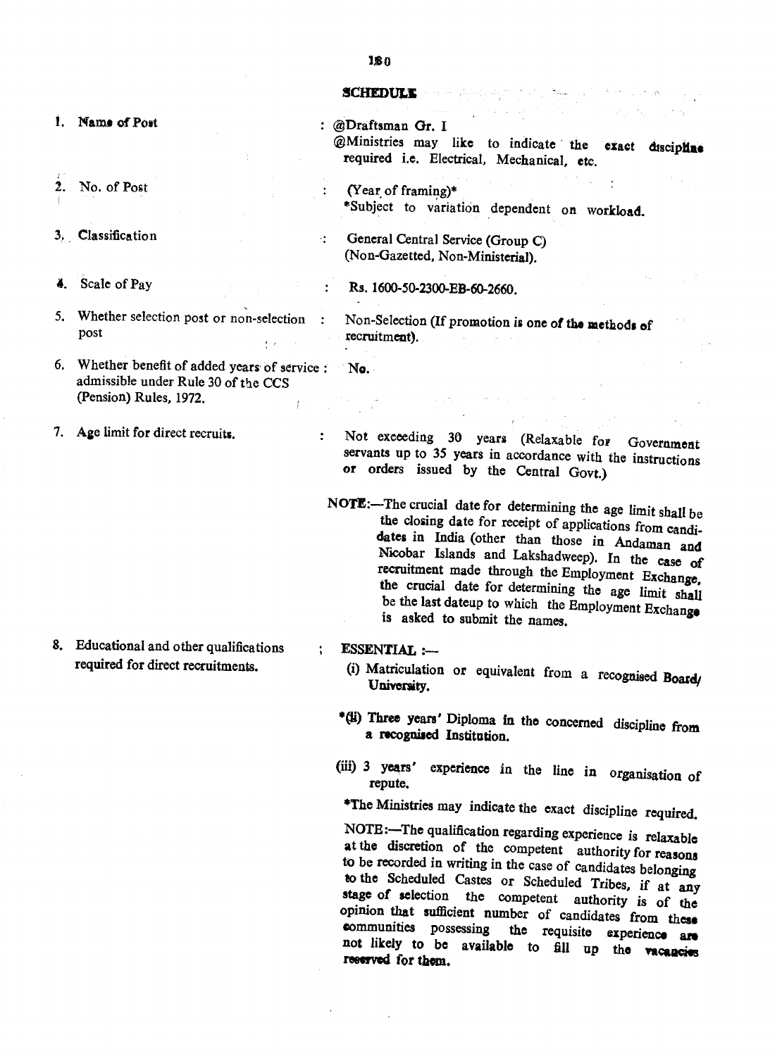## SCHEDULE

| | |
|---|---|
| 1. Name of Post | : @Draftsman Gr. I<br>@Ministries may like to indicate the exact discipline required i.e. Electrical, Mechanical, etc. |
| 2. No. of Post | : (Year of framing)*<br>*Subject to variation dependent on workload. |
| 3. Classification | : General Central Service (Group C) (Non-Gazetted, Non-Ministerial). |
| 4. Scale of Pay | : Rs. 1600-50-2300-EB-60-2660. |
| 5. Whether selection post or non-selection post | : Non-Selection (If promotion is one of the methods of recruitment). |
| 6. Whether benefit of added years of service admissible under Rule 30 of the CCS (Pension) Rules, 1972. | : No. |
| 7. Age limit for direct recruits. | : Not exceeding 30 years (Relaxable for Government servants up to 35 years in accordance with the instructions or orders issued by the Central Govt.)<br><br>NOTE:—The crucial date for determining the age limit shall be the closing date for receipt of applications from candidates in India (other than those in Andaman and Nicobar Islands and Lakshadweep). In the case of recruitment made through the Employment Exchange, the crucial date for determining the age limit shall be the last dateup to which the Employment Exchange is asked to submit the names. |
| 8. Educational and other qualifications required for direct recruitments. | ; ESSENTIAL :—<br>(i) Matriculation or equivalent from a recognised Board/University.<br>*(ii) Three years' Diploma in the concerned discipline from a recognised Institution.<br>(iii) 3 years' experience in the line in organisation of repute.<br>*The Ministries may indicate the exact discipline required.<br><br>NOTE:—The qualification regarding experience is relaxable at the discretion of the competent authority for reasons to be recorded in writing in the case of candidates belonging to the Scheduled Castes or Scheduled Tribes, if at any stage of selection the competent authority is of the opinion that sufficient number of candidates from these communities possessing the requisite experience are not likely to be available to fill up the vacancies reserved for them. |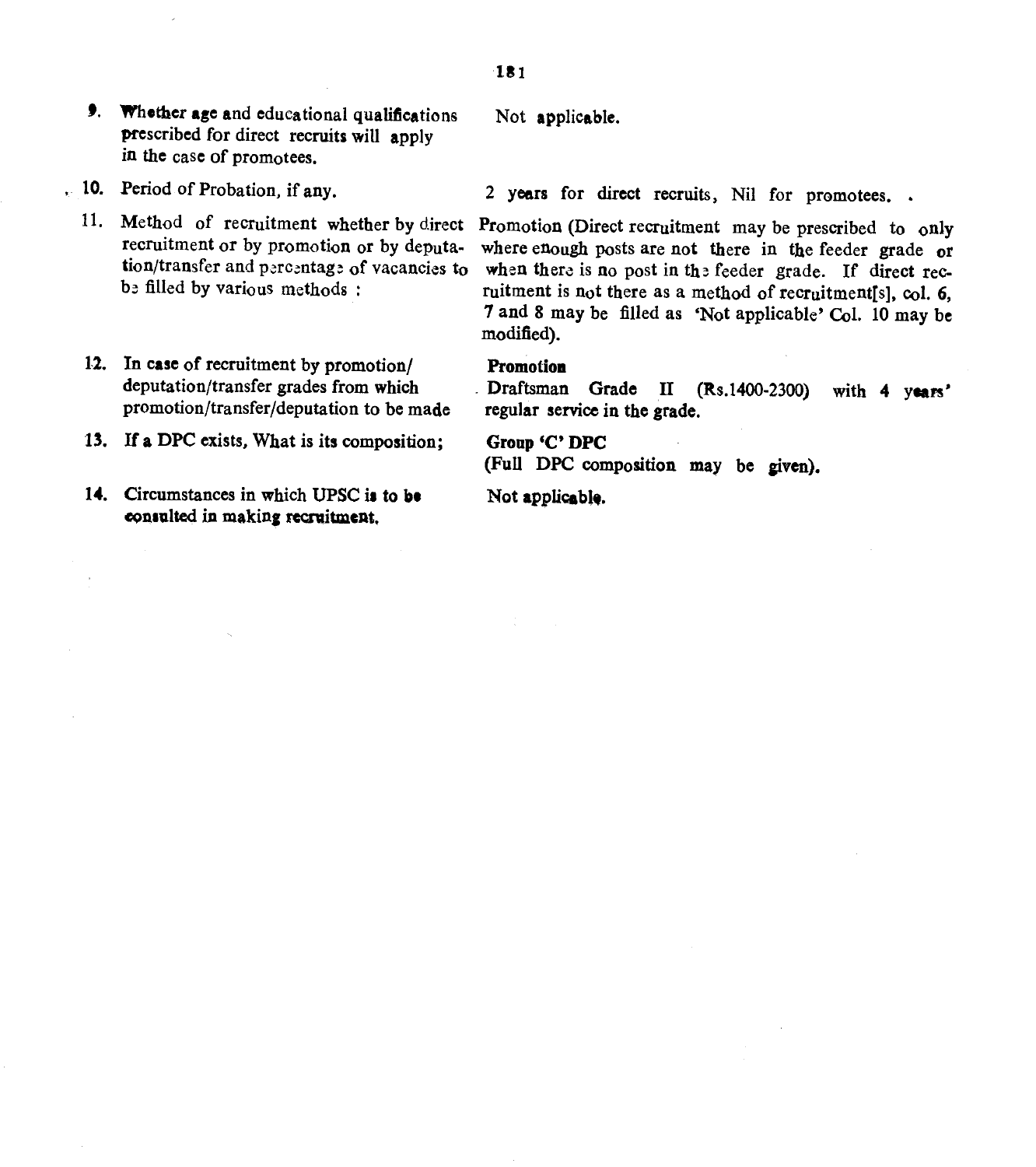| | | |
|---|---|---|
| 9. | Whether age and educational qualifications prescribed for direct recruits will apply in the case of promotees. | Not applicable. |
| 10. | Period of Probation, if any. | 2 years for direct recruits, Nil for promotees. |
| 11. | Method of recruitment whether by direct recruitment or by promotion or by deputation/transfer and percentage of vacancies to be filled by various methods : | Promotion (Direct recruitment may be prescribed to only where enough posts are not there in the feeder grade or when there is no post in the feeder grade. If direct recruitment is not there as a method of recruitment[s], col. 6, 7 and 8 may be filled as 'Not applicable' Col. 10 may be modified). |
| 12. | In case of recruitment by promotion/deputation/transfer grades from which promotion/transfer/deputation to be made | **Promotion**<br>Draftsman Grade II (Rs.1400-2300) with 4 years' regular service in the grade. |
| 13. | If a DPC exists, What is its composition; | **Group 'C' DPC**<br>(Full DPC composition may be given). |
| 14. | Circumstances in which UPSC is to be consulted in making recruitment. | Not applicable. |